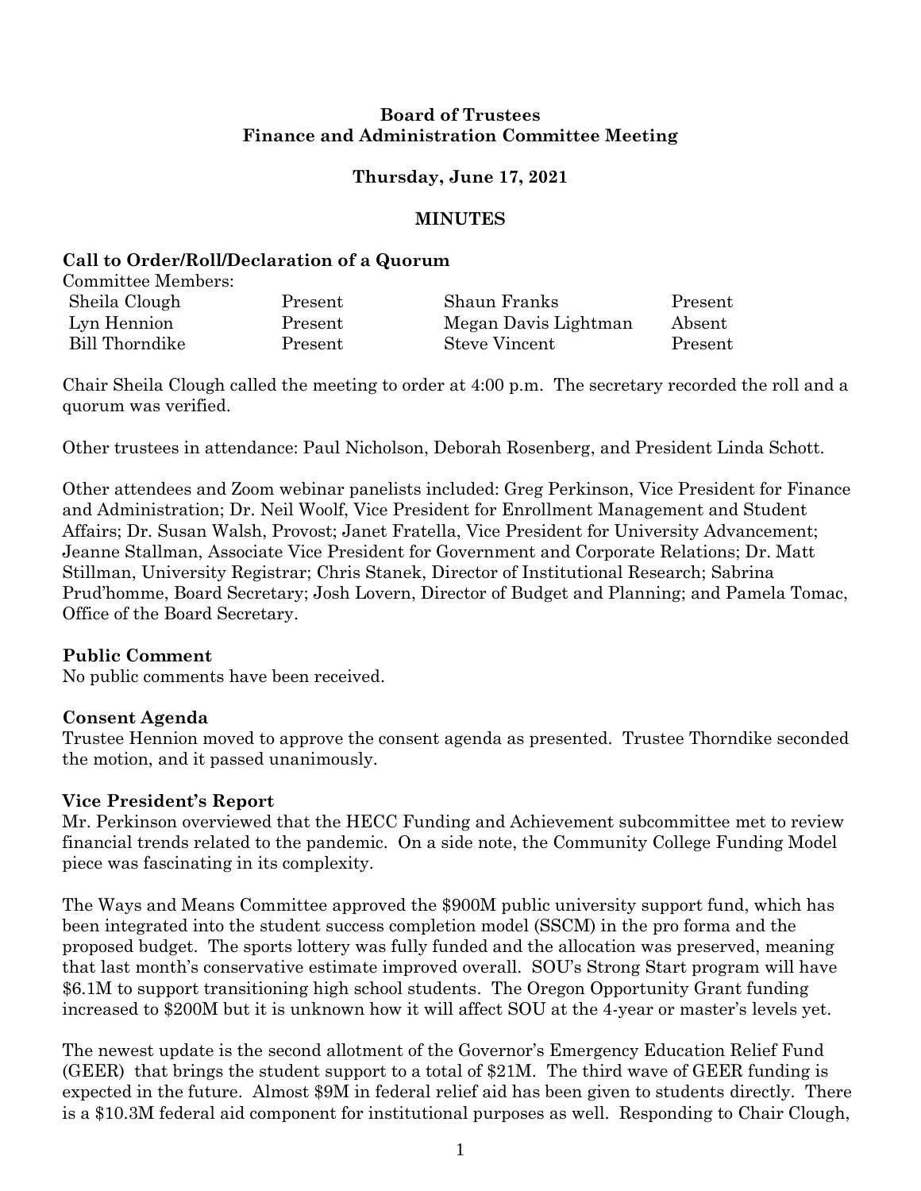**Board of Trustees**
**Finance and Administration Committee Meeting**

**Thursday, June 17, 2021**

**MINUTES**

**Call to Order/Roll/Declaration of a Quorum**

Committee Members:

| | | | |
|---|---|---|---|
| Sheila Clough | Present | Shaun Franks | Present |
| Lyn Hennion | Present | Megan Davis Lightman | Absent |
| Bill Thorndike | Present | Steve Vincent | Present |

Chair Sheila Clough called the meeting to order at 4:00 p.m. The secretary recorded the roll and a quorum was verified.

Other trustees in attendance: Paul Nicholson, Deborah Rosenberg, and President Linda Schott.

Other attendees and Zoom webinar panelists included: Greg Perkinson, Vice President for Finance and Administration; Dr. Neil Woolf, Vice President for Enrollment Management and Student Affairs; Dr. Susan Walsh, Provost; Janet Fratella, Vice President for University Advancement; Jeanne Stallman, Associate Vice President for Government and Corporate Relations; Dr. Matt Stillman, University Registrar; Chris Stanek, Director of Institutional Research; Sabrina Prud'homme, Board Secretary; Josh Lovern, Director of Budget and Planning; and Pamela Tomac, Office of the Board Secretary.

**Public Comment**

No public comments have been received.

**Consent Agenda**

Trustee Hennion moved to approve the consent agenda as presented. Trustee Thorndike seconded the motion, and it passed unanimously.

**Vice President's Report**

Mr. Perkinson overviewed that the HECC Funding and Achievement subcommittee met to review financial trends related to the pandemic. On a side note, the Community College Funding Model piece was fascinating in its complexity.

The Ways and Means Committee approved the $900M public university support fund, which has been integrated into the student success completion model (SSCM) in the pro forma and the proposed budget. The sports lottery was fully funded and the allocation was preserved, meaning that last month's conservative estimate improved overall. SOU's Strong Start program will have $6.1M to support transitioning high school students. The Oregon Opportunity Grant funding increased to $200M but it is unknown how it will affect SOU at the 4-year or master's levels yet.

The newest update is the second allotment of the Governor's Emergency Education Relief Fund (GEER) that brings the student support to a total of $21M. The third wave of GEER funding is expected in the future. Almost $9M in federal relief aid has been given to students directly. There is a $10.3M federal aid component for institutional purposes as well. Responding to Chair Clough,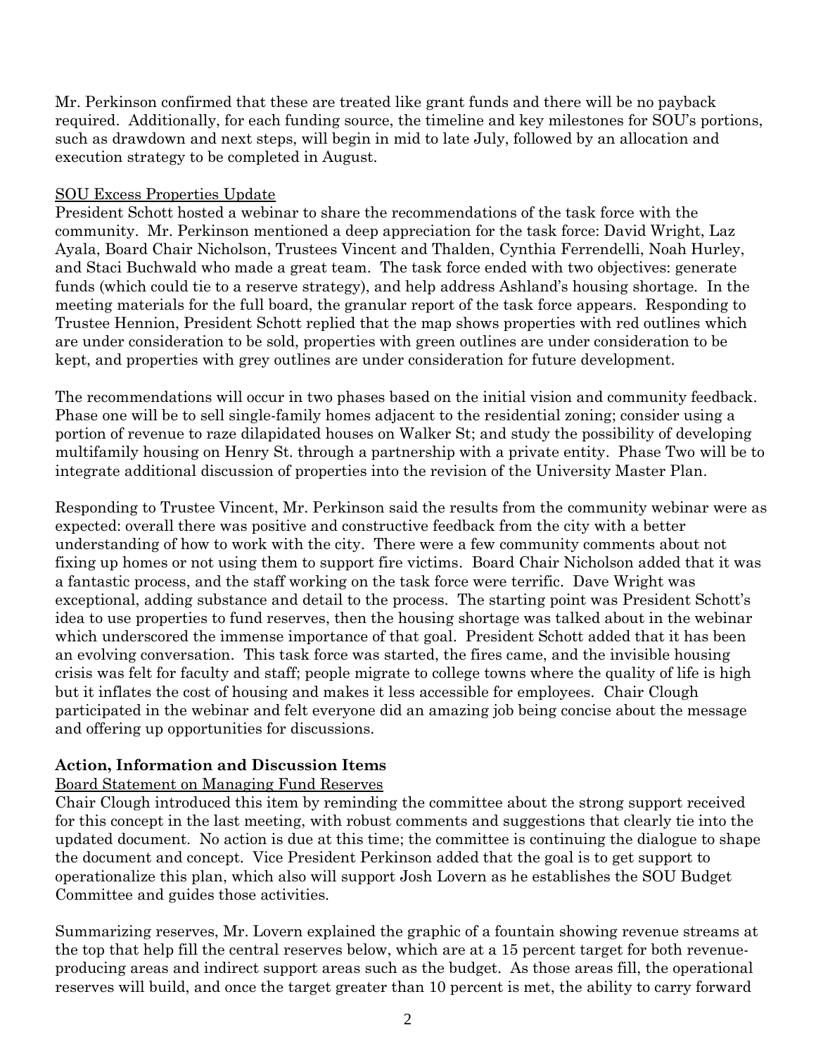Mr. Perkinson confirmed that these are treated like grant funds and there will be no payback required. Additionally, for each funding source, the timeline and key milestones for SOU's portions, such as drawdown and next steps, will begin in mid to late July, followed by an allocation and execution strategy to be completed in August.

<u>SOU Excess Properties Update</u>

President Schott hosted a webinar to share the recommendations of the task force with the community. Mr. Perkinson mentioned a deep appreciation for the task force: David Wright, Laz Ayala, Board Chair Nicholson, Trustees Vincent and Thalden, Cynthia Ferrendelli, Noah Hurley, and Staci Buchwald who made a great team. The task force ended with two objectives: generate funds (which could tie to a reserve strategy), and help address Ashland's housing shortage. In the meeting materials for the full board, the granular report of the task force appears. Responding to Trustee Hennion, President Schott replied that the map shows properties with red outlines which are under consideration to be sold, properties with green outlines are under consideration to be kept, and properties with grey outlines are under consideration for future development.

The recommendations will occur in two phases based on the initial vision and community feedback. Phase one will be to sell single-family homes adjacent to the residential zoning; consider using a portion of revenue to raze dilapidated houses on Walker St; and study the possibility of developing multifamily housing on Henry St. through a partnership with a private entity. Phase Two will be to integrate additional discussion of properties into the revision of the University Master Plan.

Responding to Trustee Vincent, Mr. Perkinson said the results from the community webinar were as expected: overall there was positive and constructive feedback from the city with a better understanding of how to work with the city. There were a few community comments about not fixing up homes or not using them to support fire victims. Board Chair Nicholson added that it was a fantastic process, and the staff working on the task force were terrific. Dave Wright was exceptional, adding substance and detail to the process. The starting point was President Schott's idea to use properties to fund reserves, then the housing shortage was talked about in the webinar which underscored the immense importance of that goal. President Schott added that it has been an evolving conversation. This task force was started, the fires came, and the invisible housing crisis was felt for faculty and staff; people migrate to college towns where the quality of life is high but it inflates the cost of housing and makes it less accessible for employees. Chair Clough participated in the webinar and felt everyone did an amazing job being concise about the message and offering up opportunities for discussions.

**Action, Information and Discussion Items**

<u>Board Statement on Managing Fund Reserves</u>

Chair Clough introduced this item by reminding the committee about the strong support received for this concept in the last meeting, with robust comments and suggestions that clearly tie into the updated document. No action is due at this time; the committee is continuing the dialogue to shape the document and concept. Vice President Perkinson added that the goal is to get support to operationalize this plan, which also will support Josh Lovern as he establishes the SOU Budget Committee and guides those activities.

Summarizing reserves, Mr. Lovern explained the graphic of a fountain showing revenue streams at the top that help fill the central reserves below, which are at a 15 percent target for both revenue-producing areas and indirect support areas such as the budget. As those areas fill, the operational reserves will build, and once the target greater than 10 percent is met, the ability to carry forward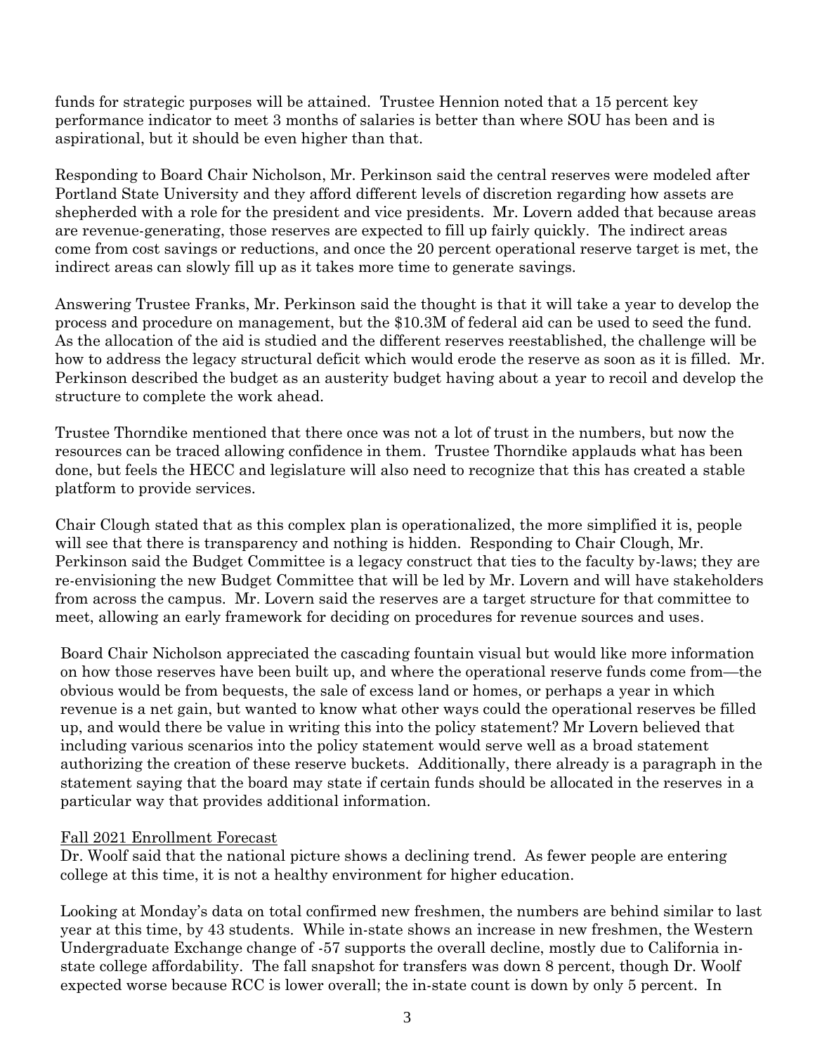funds for strategic purposes will be attained. Trustee Hennion noted that a 15 percent key performance indicator to meet 3 months of salaries is better than where SOU has been and is aspirational, but it should be even higher than that.

Responding to Board Chair Nicholson, Mr. Perkinson said the central reserves were modeled after Portland State University and they afford different levels of discretion regarding how assets are shepherded with a role for the president and vice presidents. Mr. Lovern added that because areas are revenue-generating, those reserves are expected to fill up fairly quickly. The indirect areas come from cost savings or reductions, and once the 20 percent operational reserve target is met, the indirect areas can slowly fill up as it takes more time to generate savings.

Answering Trustee Franks, Mr. Perkinson said the thought is that it will take a year to develop the process and procedure on management, but the $10.3M of federal aid can be used to seed the fund. As the allocation of the aid is studied and the different reserves reestablished, the challenge will be how to address the legacy structural deficit which would erode the reserve as soon as it is filled. Mr. Perkinson described the budget as an austerity budget having about a year to recoil and develop the structure to complete the work ahead.

Trustee Thorndike mentioned that there once was not a lot of trust in the numbers, but now the resources can be traced allowing confidence in them. Trustee Thorndike applauds what has been done, but feels the HECC and legislature will also need to recognize that this has created a stable platform to provide services.

Chair Clough stated that as this complex plan is operationalized, the more simplified it is, people will see that there is transparency and nothing is hidden. Responding to Chair Clough, Mr. Perkinson said the Budget Committee is a legacy construct that ties to the faculty by-laws; they are re-envisioning the new Budget Committee that will be led by Mr. Lovern and will have stakeholders from across the campus. Mr. Lovern said the reserves are a target structure for that committee to meet, allowing an early framework for deciding on procedures for revenue sources and uses.

Board Chair Nicholson appreciated the cascading fountain visual but would like more information on how those reserves have been built up, and where the operational reserve funds come from—the obvious would be from bequests, the sale of excess land or homes, or perhaps a year in which revenue is a net gain, but wanted to know what other ways could the operational reserves be filled up, and would there be value in writing this into the policy statement? Mr Lovern believed that including various scenarios into the policy statement would serve well as a broad statement authorizing the creation of these reserve buckets. Additionally, there already is a paragraph in the statement saying that the board may state if certain funds should be allocated in the reserves in a particular way that provides additional information.

<u>Fall 2021 Enrollment Forecast</u>

Dr. Woolf said that the national picture shows a declining trend. As fewer people are entering college at this time, it is not a healthy environment for higher education.

Looking at Monday's data on total confirmed new freshmen, the numbers are behind similar to last year at this time, by 43 students. While in-state shows an increase in new freshmen, the Western Undergraduate Exchange change of -57 supports the overall decline, mostly due to California in-state college affordability. The fall snapshot for transfers was down 8 percent, though Dr. Woolf expected worse because RCC is lower overall; the in-state count is down by only 5 percent. In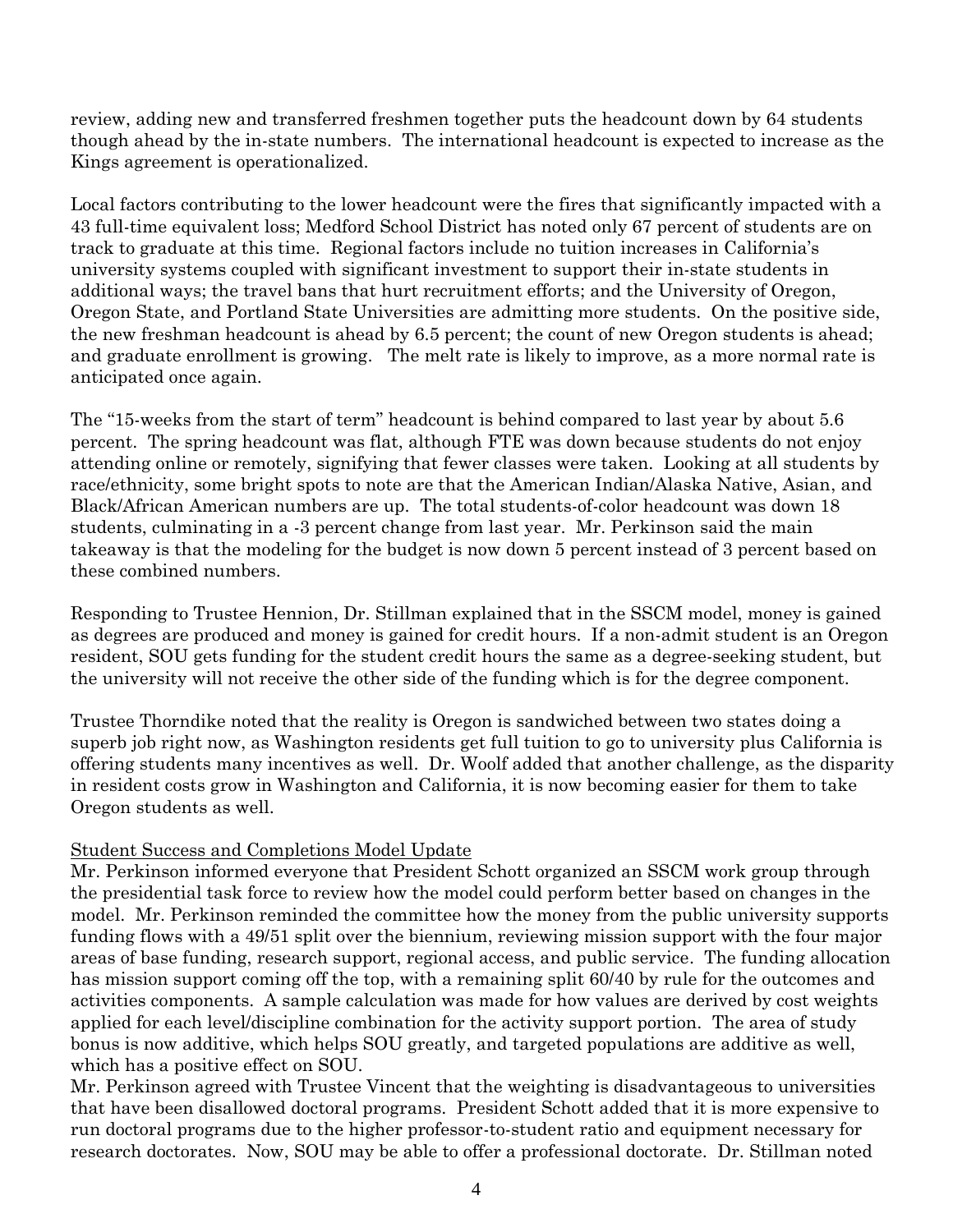review, adding new and transferred freshmen together puts the headcount down by 64 students though ahead by the in-state numbers. The international headcount is expected to increase as the Kings agreement is operationalized.

Local factors contributing to the lower headcount were the fires that significantly impacted with a 43 full-time equivalent loss; Medford School District has noted only 67 percent of students are on track to graduate at this time. Regional factors include no tuition increases in California's university systems coupled with significant investment to support their in-state students in additional ways; the travel bans that hurt recruitment efforts; and the University of Oregon, Oregon State, and Portland State Universities are admitting more students. On the positive side, the new freshman headcount is ahead by 6.5 percent; the count of new Oregon students is ahead; and graduate enrollment is growing. The melt rate is likely to improve, as a more normal rate is anticipated once again.

The "15-weeks from the start of term" headcount is behind compared to last year by about 5.6 percent. The spring headcount was flat, although FTE was down because students do not enjoy attending online or remotely, signifying that fewer classes were taken. Looking at all students by race/ethnicity, some bright spots to note are that the American Indian/Alaska Native, Asian, and Black/African American numbers are up. The total students-of-color headcount was down 18 students, culminating in a -3 percent change from last year. Mr. Perkinson said the main takeaway is that the modeling for the budget is now down 5 percent instead of 3 percent based on these combined numbers.

Responding to Trustee Hennion, Dr. Stillman explained that in the SSCM model, money is gained as degrees are produced and money is gained for credit hours. If a non-admit student is an Oregon resident, SOU gets funding for the student credit hours the same as a degree-seeking student, but the university will not receive the other side of the funding which is for the degree component.

Trustee Thorndike noted that the reality is Oregon is sandwiched between two states doing a superb job right now, as Washington residents get full tuition to go to university plus California is offering students many incentives as well. Dr. Woolf added that another challenge, as the disparity in resident costs grow in Washington and California, it is now becoming easier for them to take Oregon students as well.

Student Success and Completions Model Update

Mr. Perkinson informed everyone that President Schott organized an SSCM work group through the presidential task force to review how the model could perform better based on changes in the model. Mr. Perkinson reminded the committee how the money from the public university supports funding flows with a 49/51 split over the biennium, reviewing mission support with the four major areas of base funding, research support, regional access, and public service. The funding allocation has mission support coming off the top, with a remaining split 60/40 by rule for the outcomes and activities components. A sample calculation was made for how values are derived by cost weights applied for each level/discipline combination for the activity support portion. The area of study bonus is now additive, which helps SOU greatly, and targeted populations are additive as well, which has a positive effect on SOU.

Mr. Perkinson agreed with Trustee Vincent that the weighting is disadvantageous to universities that have been disallowed doctoral programs. President Schott added that it is more expensive to run doctoral programs due to the higher professor-to-student ratio and equipment necessary for research doctorates. Now, SOU may be able to offer a professional doctorate. Dr. Stillman noted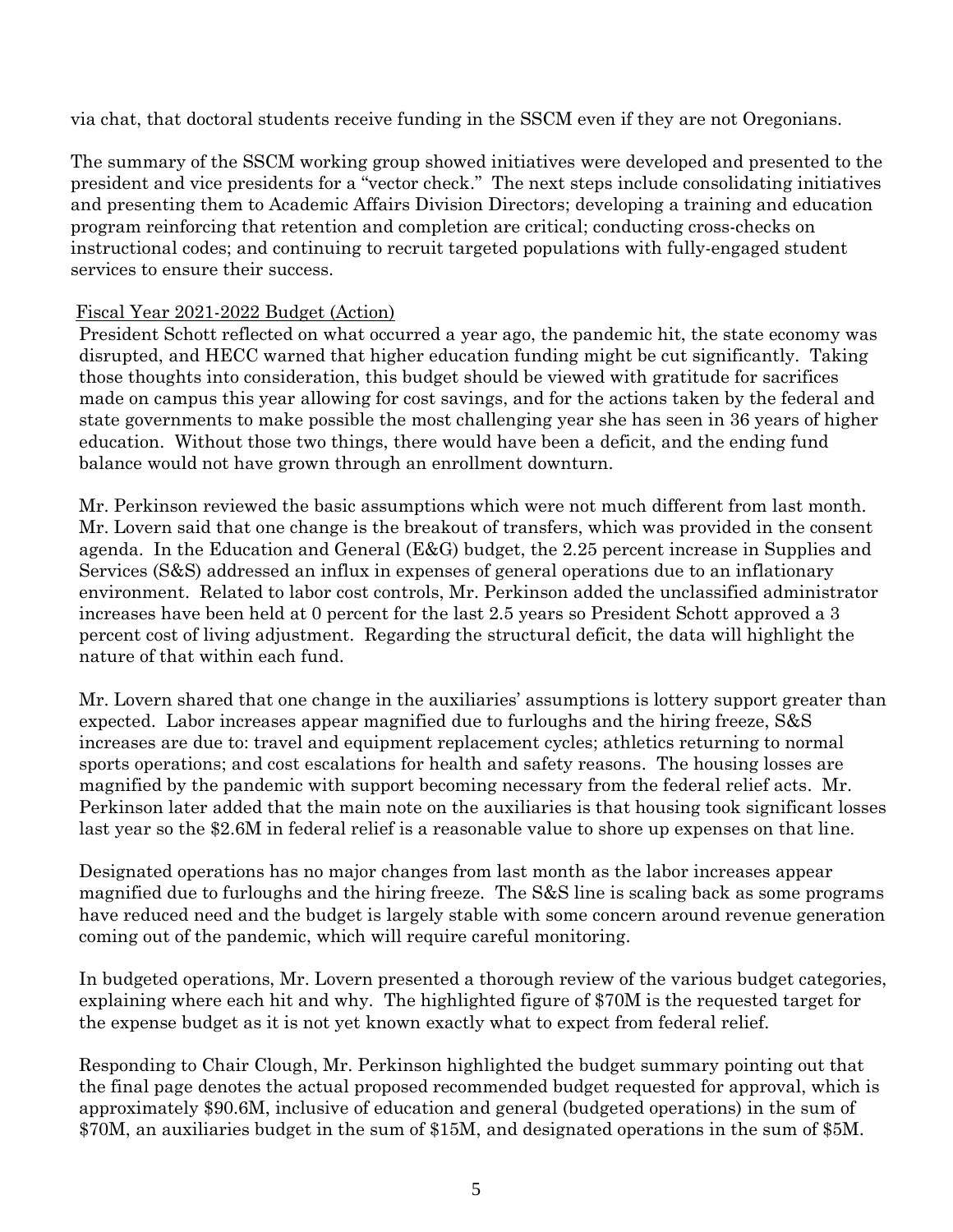via chat, that doctoral students receive funding in the SSCM even if they are not Oregonians.

The summary of the SSCM working group showed initiatives were developed and presented to the president and vice presidents for a "vector check." The next steps include consolidating initiatives and presenting them to Academic Affairs Division Directors; developing a training and education program reinforcing that retention and completion are critical; conducting cross-checks on instructional codes; and continuing to recruit targeted populations with fully-engaged student services to ensure their success.

Fiscal Year 2021-2022 Budget (Action)

President Schott reflected on what occurred a year ago, the pandemic hit, the state economy was disrupted, and HECC warned that higher education funding might be cut significantly. Taking those thoughts into consideration, this budget should be viewed with gratitude for sacrifices made on campus this year allowing for cost savings, and for the actions taken by the federal and state governments to make possible the most challenging year she has seen in 36 years of higher education. Without those two things, there would have been a deficit, and the ending fund balance would not have grown through an enrollment downturn.

Mr. Perkinson reviewed the basic assumptions which were not much different from last month. Mr. Lovern said that one change is the breakout of transfers, which was provided in the consent agenda. In the Education and General (E&G) budget, the 2.25 percent increase in Supplies and Services (S&S) addressed an influx in expenses of general operations due to an inflationary environment. Related to labor cost controls, Mr. Perkinson added the unclassified administrator increases have been held at 0 percent for the last 2.5 years so President Schott approved a 3 percent cost of living adjustment. Regarding the structural deficit, the data will highlight the nature of that within each fund.

Mr. Lovern shared that one change in the auxiliaries' assumptions is lottery support greater than expected. Labor increases appear magnified due to furloughs and the hiring freeze, S&S increases are due to: travel and equipment replacement cycles; athletics returning to normal sports operations; and cost escalations for health and safety reasons. The housing losses are magnified by the pandemic with support becoming necessary from the federal relief acts. Mr. Perkinson later added that the main note on the auxiliaries is that housing took significant losses last year so the $2.6M in federal relief is a reasonable value to shore up expenses on that line.

Designated operations has no major changes from last month as the labor increases appear magnified due to furloughs and the hiring freeze. The S&S line is scaling back as some programs have reduced need and the budget is largely stable with some concern around revenue generation coming out of the pandemic, which will require careful monitoring.

In budgeted operations, Mr. Lovern presented a thorough review of the various budget categories, explaining where each hit and why. The highlighted figure of $70M is the requested target for the expense budget as it is not yet known exactly what to expect from federal relief.

Responding to Chair Clough, Mr. Perkinson highlighted the budget summary pointing out that the final page denotes the actual proposed recommended budget requested for approval, which is approximately $90.6M, inclusive of education and general (budgeted operations) in the sum of $70M, an auxiliaries budget in the sum of $15M, and designated operations in the sum of $5M.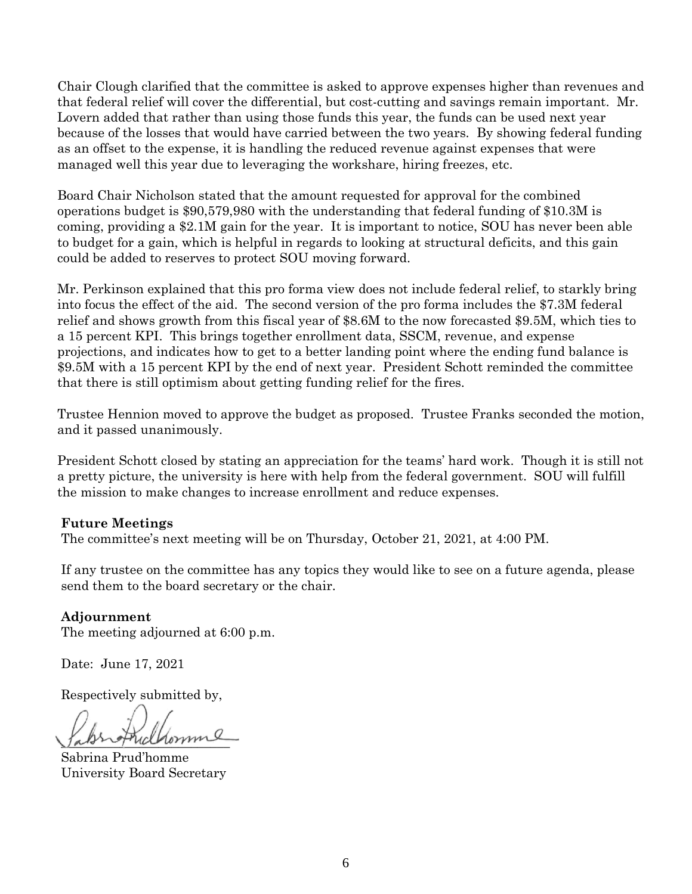Chair Clough clarified that the committee is asked to approve expenses higher than revenues and that federal relief will cover the differential, but cost-cutting and savings remain important. Mr. Lovern added that rather than using those funds this year, the funds can be used next year because of the losses that would have carried between the two years. By showing federal funding as an offset to the expense, it is handling the reduced revenue against expenses that were managed well this year due to leveraging the workshare, hiring freezes, etc.

Board Chair Nicholson stated that the amount requested for approval for the combined operations budget is $90,579,980 with the understanding that federal funding of $10.3M is coming, providing a $2.1M gain for the year. It is important to notice, SOU has never been able to budget for a gain, which is helpful in regards to looking at structural deficits, and this gain could be added to reserves to protect SOU moving forward.

Mr. Perkinson explained that this pro forma view does not include federal relief, to starkly bring into focus the effect of the aid. The second version of the pro forma includes the $7.3M federal relief and shows growth from this fiscal year of $8.6M to the now forecasted $9.5M, which ties to a 15 percent KPI. This brings together enrollment data, SSCM, revenue, and expense projections, and indicates how to get to a better landing point where the ending fund balance is $9.5M with a 15 percent KPI by the end of next year. President Schott reminded the committee that there is still optimism about getting funding relief for the fires.

Trustee Hennion moved to approve the budget as proposed. Trustee Franks seconded the motion, and it passed unanimously.

President Schott closed by stating an appreciation for the teams' hard work. Though it is still not a pretty picture, the university is here with help from the federal government. SOU will fulfill the mission to make changes to increase enrollment and reduce expenses.

**Future Meetings**

The committee's next meeting will be on Thursday, October 21, 2021, at 4:00 PM.

If any trustee on the committee has any topics they would like to see on a future agenda, please send them to the board secretary or the chair.

**Adjournment**

The meeting adjourned at 6:00 p.m.

Date: June 17, 2021

Respectively submitted by,

Sabrina Prud'homme
University Board Secretary